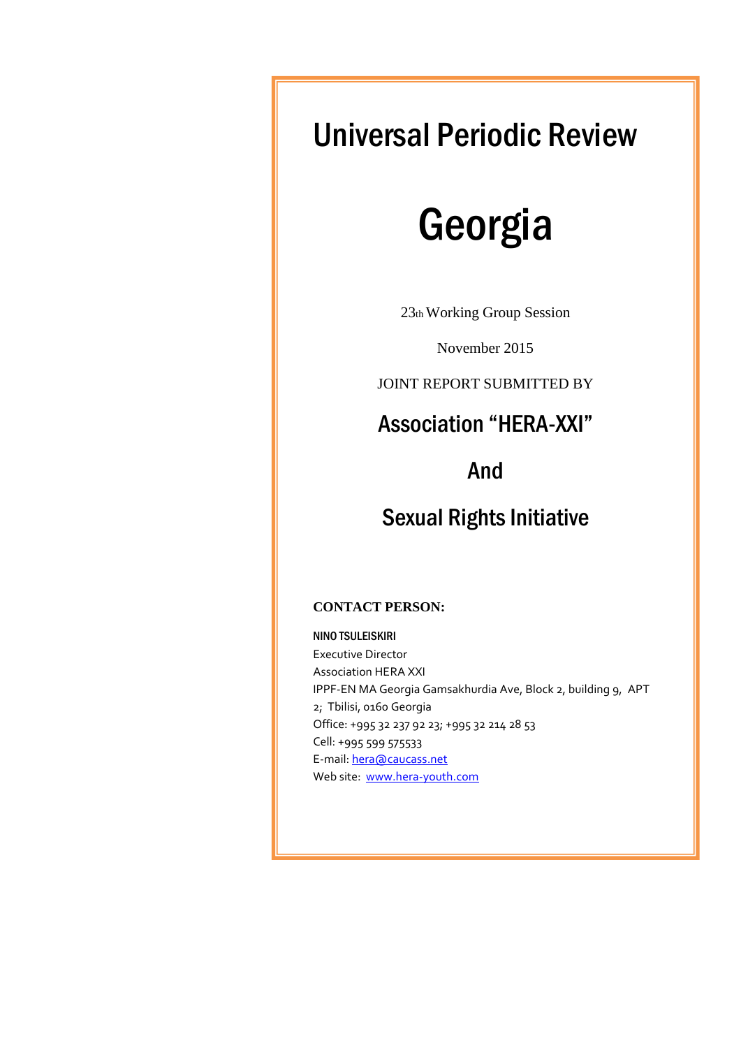# Universal Periodic Review

# Georgia

23th Working Group Session

November 2015

JOINT REPORT SUBMITTED BY

## Association "HERA-XXI"

## And

## Sexual Rights Initiative

**CONTACT PERSON:**

NINO TSULEISKIRI
Executive Director
Association HERA XXI
IPPF-EN MA Georgia Gamsakhurdia Ave, Block 2, building 9, APT 2; Tbilisi, 0160 Georgia
Office: +995 32 237 92 23; +995 32 214 28 53
Cell: +995 599 575533
E-mail: hera@caucass.net
Web site: www.hera-youth.com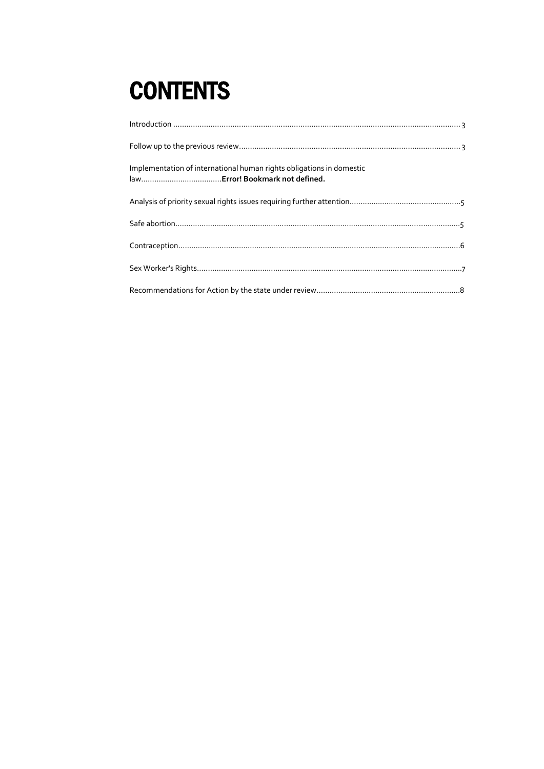# CONTENTS

Introduction .................................................................................................................................... 3

Follow up to the previous review...................................................................................................... 3

Implementation of international human rights obligations in domestic law.....................................**Error! Bookmark not defined.**

Analysis of priority sexual rights issues requiring further attention..................................................5

Safe abortion...................................................................................................................................5

Contraception..................................................................................................................................6

Sex Worker's Rights..........................................................................................................................7

Recommendations for Action by the state under review..................................................................8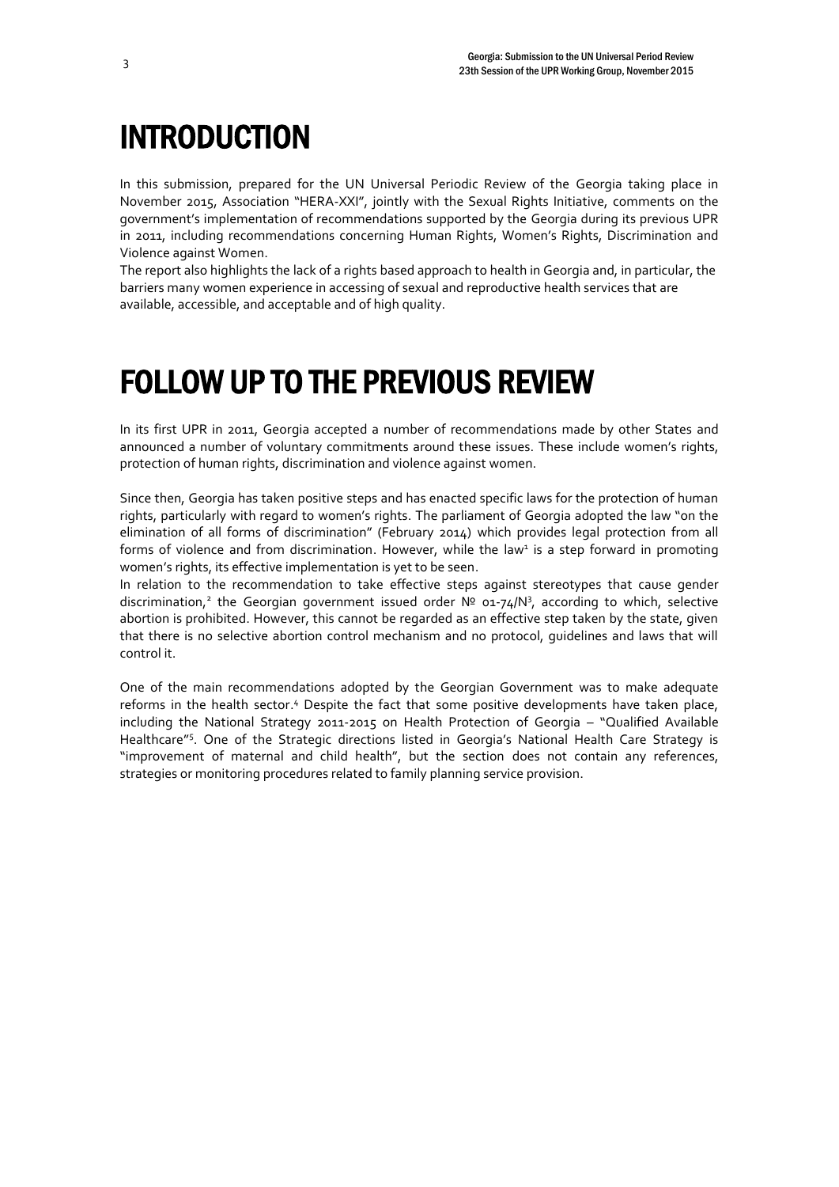# INTRODUCTION

In this submission, prepared for the UN Universal Periodic Review of the Georgia taking place in November 2015, Association "HERA-XXI", jointly with the Sexual Rights Initiative, comments on the government's implementation of recommendations supported by the Georgia during its previous UPR in 2011, including recommendations concerning Human Rights, Women's Rights, Discrimination and Violence against Women.

The report also highlights the lack of a rights based approach to health in Georgia and, in particular, the barriers many women experience in accessing of sexual and reproductive health services that are available, accessible, and acceptable and of high quality.

# FOLLOW UP TO THE PREVIOUS REVIEW

In its first UPR in 2011, Georgia accepted a number of recommendations made by other States and announced a number of voluntary commitments around these issues. These include women's rights, protection of human rights, discrimination and violence against women.

Since then, Georgia has taken positive steps and has enacted specific laws for the protection of human rights, particularly with regard to women's rights. The parliament of Georgia adopted the law "on the elimination of all forms of discrimination" (February 2014) which provides legal protection from all forms of violence and from discrimination. However, while the law[1] is a step forward in promoting women's rights, its effective implementation is yet to be seen.

In relation to the recommendation to take effective steps against stereotypes that cause gender discrimination,[2] the Georgian government issued order № 01-74/N[3], according to which, selective abortion is prohibited. However, this cannot be regarded as an effective step taken by the state, given that there is no selective abortion control mechanism and no protocol, guidelines and laws that will control it.

One of the main recommendations adopted by the Georgian Government was to make adequate reforms in the health sector.[4] Despite the fact that some positive developments have taken place, including the National Strategy 2011-2015 on Health Protection of Georgia – "Qualified Available Healthcare"[5]. One of the Strategic directions listed in Georgia's National Health Care Strategy is "improvement of maternal and child health", but the section does not contain any references, strategies or monitoring procedures related to family planning service provision.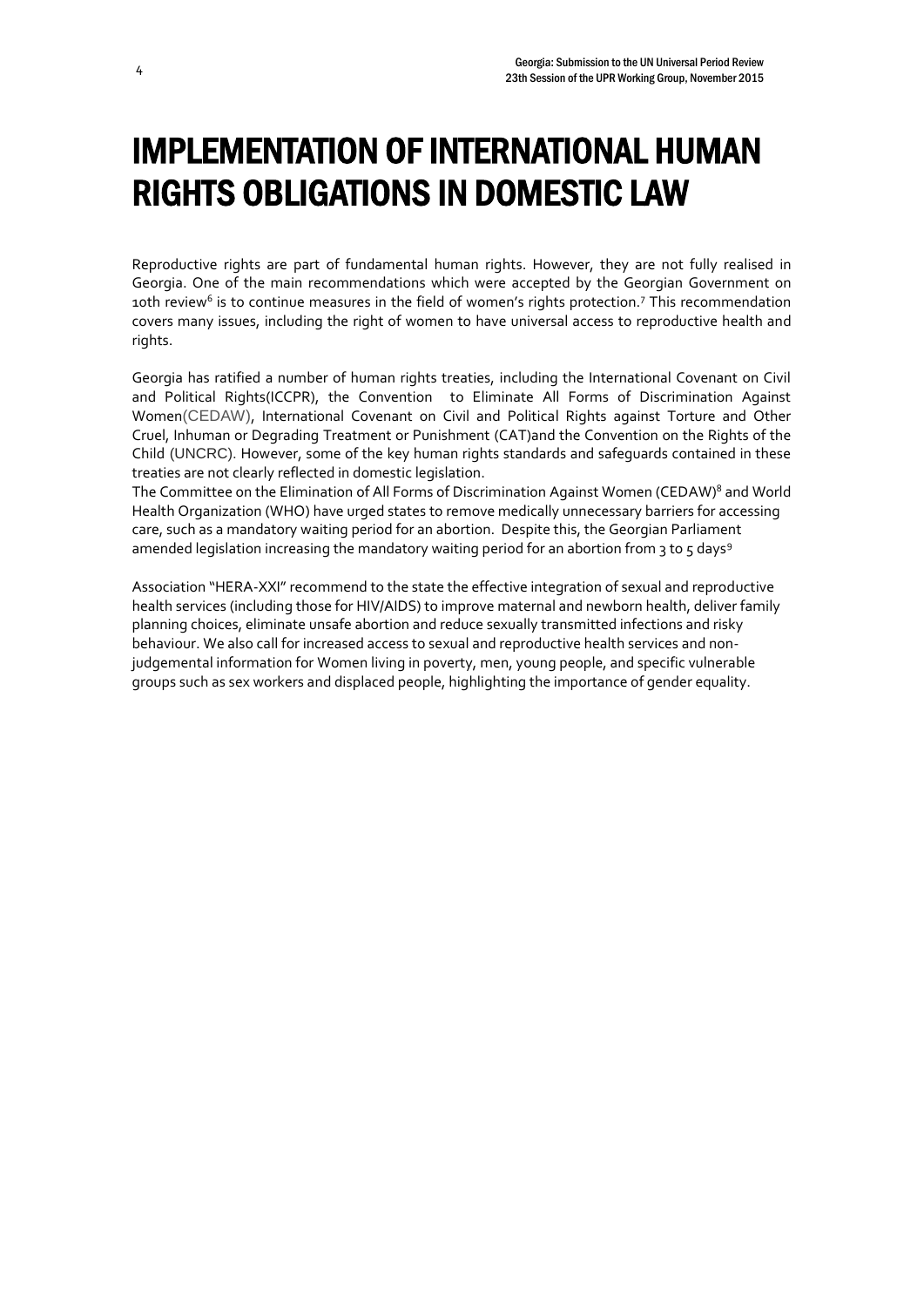# IMPLEMENTATION OF INTERNATIONAL HUMAN RIGHTS OBLIGATIONS IN DOMESTIC LAW

Reproductive rights are part of fundamental human rights. However, they are not fully realised in Georgia. One of the main recommendations which were accepted by the Georgian Government on 10th review[6] is to continue measures in the field of women's rights protection.[7] This recommendation covers many issues, including the right of women to have universal access to reproductive health and rights.

Georgia has ratified a number of human rights treaties, including the International Covenant on Civil and Political Rights(ICCPR), the Convention to Eliminate All Forms of Discrimination Against Women(CEDAW), International Covenant on Civil and Political Rights against Torture and Other Cruel, Inhuman or Degrading Treatment or Punishment (CAT)and the Convention on the Rights of the Child (UNCRC). However, some of the key human rights standards and safeguards contained in these treaties are not clearly reflected in domestic legislation.
The Committee on the Elimination of All Forms of Discrimination Against Women (CEDAW)[8] and World Health Organization (WHO) have urged states to remove medically unnecessary barriers for accessing care, such as a mandatory waiting period for an abortion. Despite this, the Georgian Parliament amended legislation increasing the mandatory waiting period for an abortion from 3 to 5 days[9]

Association "HERA-XXI" recommend to the state the effective integration of sexual and reproductive health services (including those for HIV/AIDS) to improve maternal and newborn health, deliver family planning choices, eliminate unsafe abortion and reduce sexually transmitted infections and risky behaviour. We also call for increased access to sexual and reproductive health services and non-judgemental information for Women living in poverty, men, young people, and specific vulnerable groups such as sex workers and displaced people, highlighting the importance of gender equality.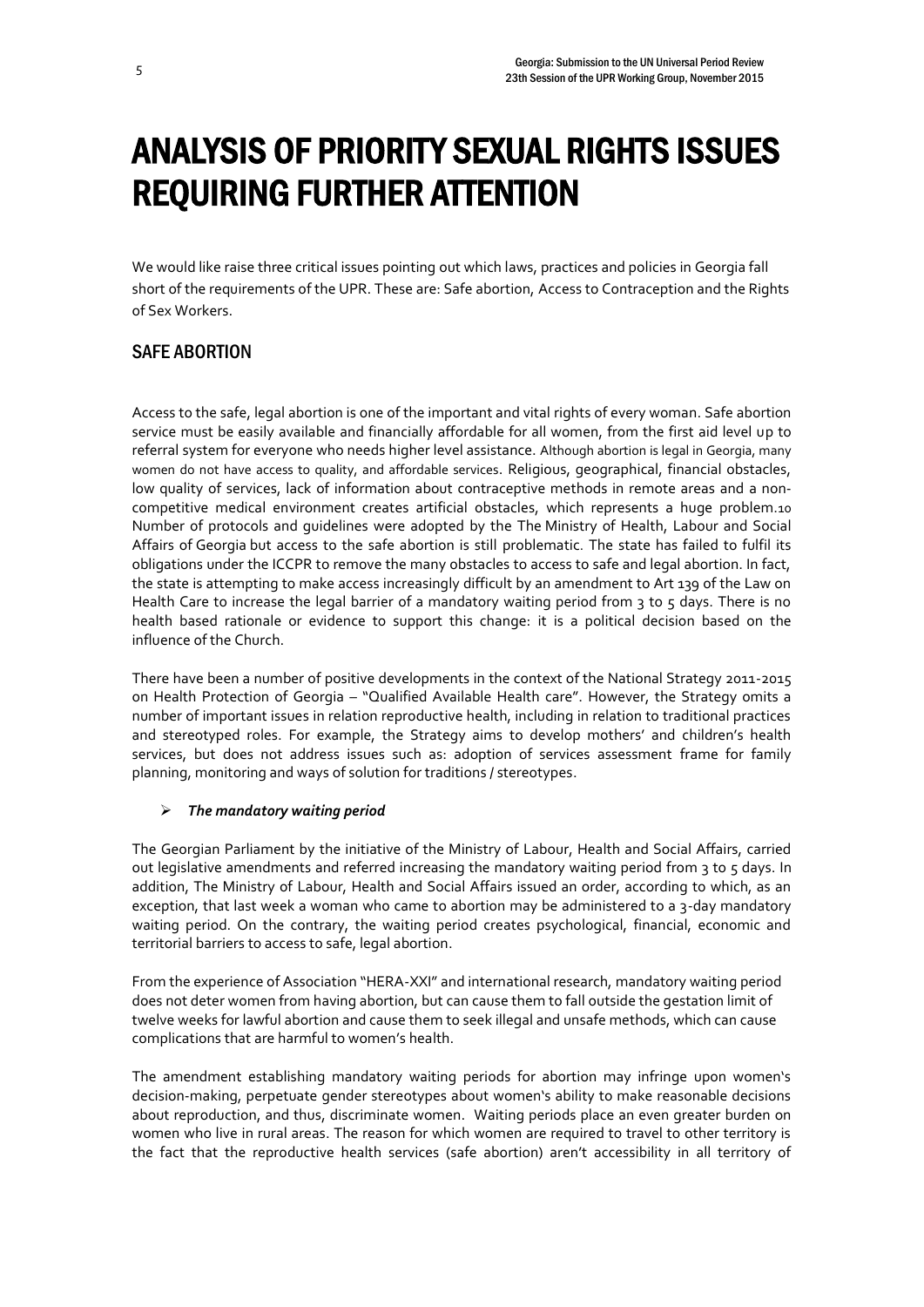# ANALYSIS OF PRIORITY SEXUAL RIGHTS ISSUES REQUIRING FURTHER ATTENTION

We would like raise three critical issues pointing out which laws, practices and policies in Georgia fall short of the requirements of the UPR. These are: Safe abortion, Access to Contraception and the Rights of Sex Workers.

## SAFE ABORTION

Access to the safe, legal abortion is one of the important and vital rights of every woman. Safe abortion service must be easily available and financially affordable for all women, from the first aid level up to referral system for everyone who needs higher level assistance. Although abortion is legal in Georgia, many women do not have access to quality, and affordable services. Religious, geographical, financial obstacles, low quality of services, lack of information about contraceptive methods in remote areas and a non-competitive medical environment creates artificial obstacles, which represents a huge problem.[10] Number of protocols and guidelines were adopted by the The Ministry of Health, Labour and Social Affairs of Georgia but access to the safe abortion is still problematic. The state has failed to fulfil its obligations under the ICCPR to remove the many obstacles to access to safe and legal abortion. In fact, the state is attempting to make access increasingly difficult by an amendment to Art 139 of the Law on Health Care to increase the legal barrier of a mandatory waiting period from 3 to 5 days. There is no health based rationale or evidence to support this change: it is a political decision based on the influence of the Church.

There have been a number of positive developments in the context of the National Strategy 2011-2015 on Health Protection of Georgia – "Qualified Available Health care". However, the Strategy omits a number of important issues in relation reproductive health, including in relation to traditional practices and stereotyped roles. For example, the Strategy aims to develop mothers' and children's health services, but does not address issues such as: adoption of services assessment frame for family planning, monitoring and ways of solution for traditions / stereotypes.

- ***The mandatory waiting period***

The Georgian Parliament by the initiative of the Ministry of Labour, Health and Social Affairs, carried out legislative amendments and referred increasing the mandatory waiting period from 3 to 5 days. In addition, The Ministry of Labour, Health and Social Affairs issued an order, according to which, as an exception, that last week a woman who came to abortion may be administered to a 3-day mandatory waiting period. On the contrary, the waiting period creates psychological, financial, economic and territorial barriers to access to safe, legal abortion.

From the experience of Association "HERA-XXI" and international research, mandatory waiting period does not deter women from having abortion, but can cause them to fall outside the gestation limit of twelve weeks for lawful abortion and cause them to seek illegal and unsafe methods, which can cause complications that are harmful to women's health.

The amendment establishing mandatory waiting periods for abortion may infringe upon women's decision-making, perpetuate gender stereotypes about women's ability to make reasonable decisions about reproduction, and thus, discriminate women. Waiting periods place an even greater burden on women who live in rural areas. The reason for which women are required to travel to other territory is the fact that the reproductive health services (safe abortion) aren't accessibility in all territory of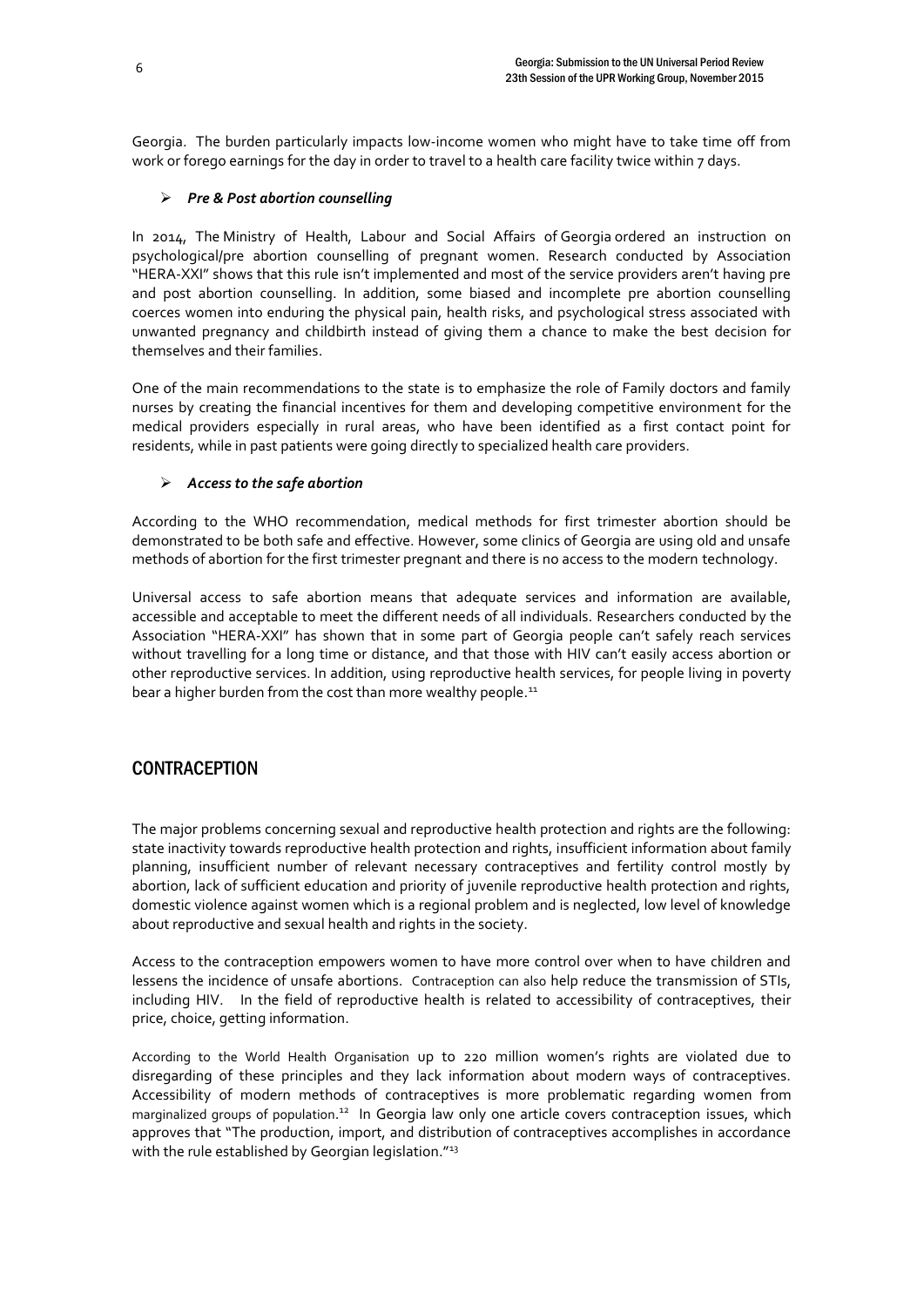Georgia. The burden particularly impacts low-income women who might have to take time off from work or forego earnings for the day in order to travel to a health care facility twice within 7 days.

- ***Pre & Post abortion counselling***

In 2014, The Ministry of Health, Labour and Social Affairs of Georgia ordered an instruction on psychological/pre abortion counselling of pregnant women. Research conducted by Association "HERA-XXI" shows that this rule isn't implemented and most of the service providers aren't having pre and post abortion counselling. In addition, some biased and incomplete pre abortion counselling coerces women into enduring the physical pain, health risks, and psychological stress associated with unwanted pregnancy and childbirth instead of giving them a chance to make the best decision for themselves and their families.

One of the main recommendations to the state is to emphasize the role of Family doctors and family nurses by creating the financial incentives for them and developing competitive environment for the medical providers especially in rural areas, who have been identified as a first contact point for residents, while in past patients were going directly to specialized health care providers.

- ***Access to the safe abortion***

According to the WHO recommendation, medical methods for first trimester abortion should be demonstrated to be both safe and effective. However, some clinics of Georgia are using old and unsafe methods of abortion for the first trimester pregnant and there is no access to the modern technology.

Universal access to safe abortion means that adequate services and information are available, accessible and acceptable to meet the different needs of all individuals. Researchers conducted by the Association "HERA-XXI" has shown that in some part of Georgia people can't safely reach services without travelling for a long time or distance, and that those with HIV can't easily access abortion or other reproductive services. In addition, using reproductive health services, for people living in poverty bear a higher burden from the cost than more wealthy people.[11]

## CONTRACEPTION

The major problems concerning sexual and reproductive health protection and rights are the following: state inactivity towards reproductive health protection and rights, insufficient information about family planning, insufficient number of relevant necessary contraceptives and fertility control mostly by abortion, lack of sufficient education and priority of juvenile reproductive health protection and rights, domestic violence against women which is a regional problem and is neglected, low level of knowledge about reproductive and sexual health and rights in the society.

Access to the contraception empowers women to have more control over when to have children and lessens the incidence of unsafe abortions. Contraception can also help reduce the transmission of STIs, including HIV. In the field of reproductive health is related to accessibility of contraceptives, their price, choice, getting information.

According to the World Health Organisation up to 220 million women's rights are violated due to disregarding of these principles and they lack information about modern ways of contraceptives. Accessibility of modern methods of contraceptives is more problematic regarding women from marginalized groups of population.[12] In Georgia law only one article covers contraception issues, which approves that "The production, import, and distribution of contraceptives accomplishes in accordance with the rule established by Georgian legislation."[13]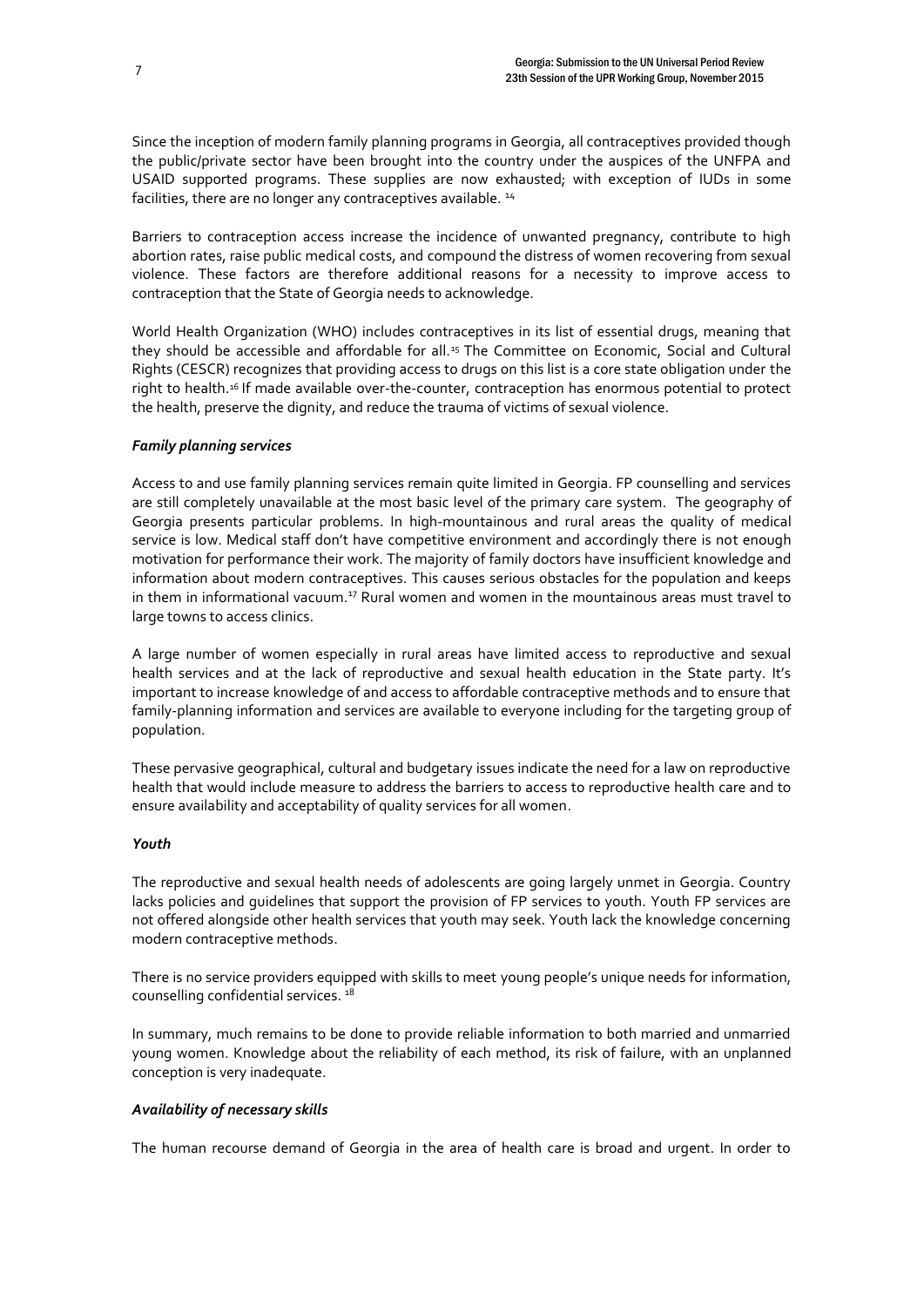Since the inception of modern family planning programs in Georgia, all contraceptives provided though the public/private sector have been brought into the country under the auspices of the UNFPA and USAID supported programs. These supplies are now exhausted; with exception of IUDs in some facilities, there are no longer any contraceptives available. [14]

Barriers to contraception access increase the incidence of unwanted pregnancy, contribute to high abortion rates, raise public medical costs, and compound the distress of women recovering from sexual violence. These factors are therefore additional reasons for a necessity to improve access to contraception that the State of Georgia needs to acknowledge.

World Health Organization (WHO) includes contraceptives in its list of essential drugs, meaning that they should be accessible and affordable for all.[15] The Committee on Economic, Social and Cultural Rights (CESCR) recognizes that providing access to drugs on this list is a core state obligation under the right to health.[16] If made available over-the-counter, contraception has enormous potential to protect the health, preserve the dignity, and reduce the trauma of victims of sexual violence.

***Family planning services***

Access to and use family planning services remain quite limited in Georgia. FP counselling and services are still completely unavailable at the most basic level of the primary care system. The geography of Georgia presents particular problems. In high-mountainous and rural areas the quality of medical service is low. Medical staff don't have competitive environment and accordingly there is not enough motivation for performance their work. The majority of family doctors have insufficient knowledge and information about modern contraceptives. This causes serious obstacles for the population and keeps in them in informational vacuum.[17] Rural women and women in the mountainous areas must travel to large towns to access clinics.

A large number of women especially in rural areas have limited access to reproductive and sexual health services and at the lack of reproductive and sexual health education in the State party. It's important to increase knowledge of and access to affordable contraceptive methods and to ensure that family-planning information and services are available to everyone including for the targeting group of population.

These pervasive geographical, cultural and budgetary issues indicate the need for a law on reproductive health that would include measure to address the barriers to access to reproductive health care and to ensure availability and acceptability of quality services for all women.

***Youth***

The reproductive and sexual health needs of adolescents are going largely unmet in Georgia. Country lacks policies and guidelines that support the provision of FP services to youth. Youth FP services are not offered alongside other health services that youth may seek. Youth lack the knowledge concerning modern contraceptive methods.

There is no service providers equipped with skills to meet young people's unique needs for information, counselling confidential services. [18]

In summary, much remains to be done to provide reliable information to both married and unmarried young women. Knowledge about the reliability of each method, its risk of failure, with an unplanned conception is very inadequate.

***Availability of necessary skills***

The human recourse demand of Georgia in the area of health care is broad and urgent. In order to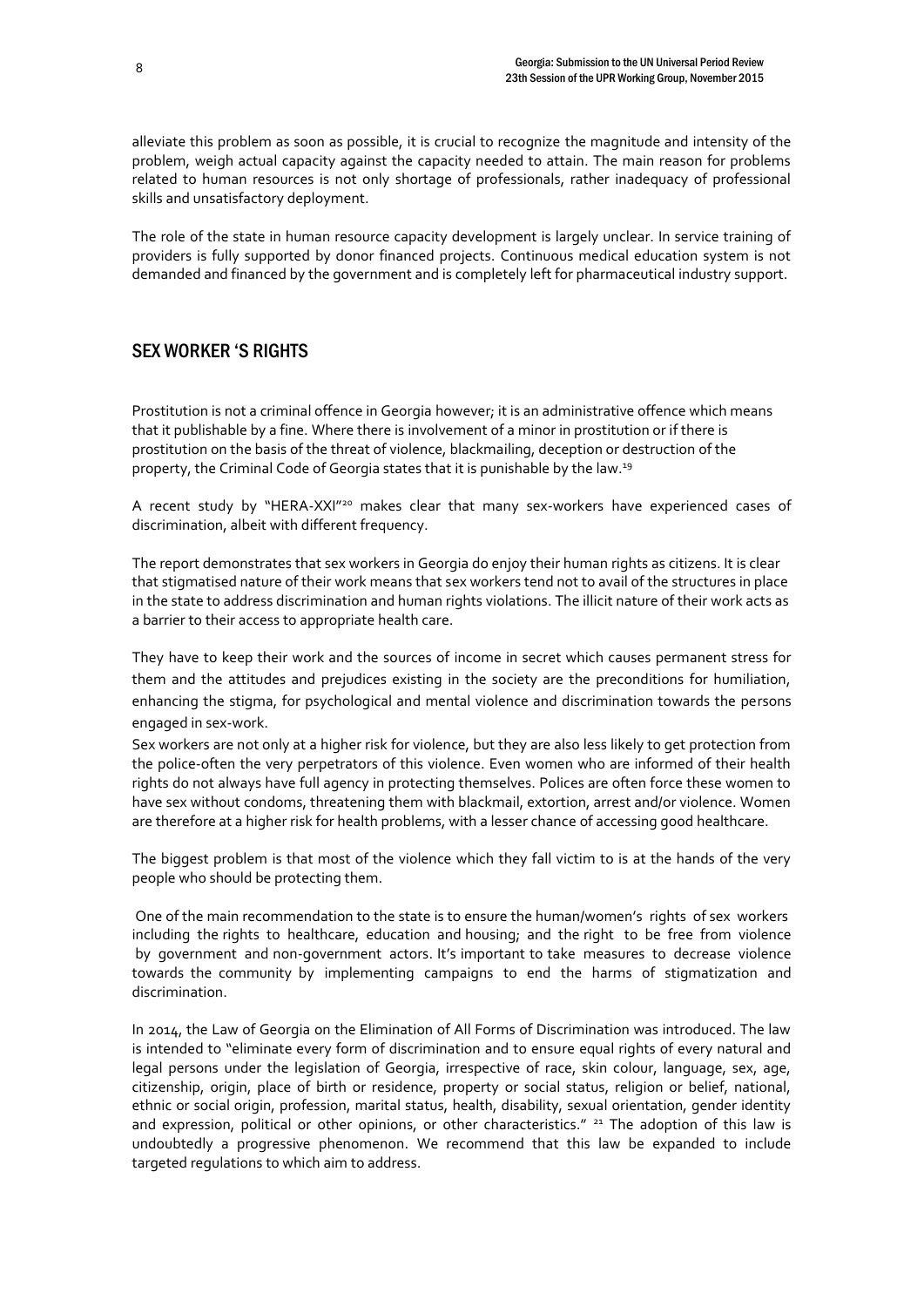alleviate this problem as soon as possible, it is crucial to recognize the magnitude and intensity of the problem, weigh actual capacity against the capacity needed to attain. The main reason for problems related to human resources is not only shortage of professionals, rather inadequacy of professional skills and unsatisfactory deployment.

The role of the state in human resource capacity development is largely unclear. In service training of providers is fully supported by donor financed projects. Continuous medical education system is not demanded and financed by the government and is completely left for pharmaceutical industry support.

## SEX WORKER 'S RIGHTS

Prostitution is not a criminal offence in Georgia however; it is an administrative offence which means that it publishable by a fine. Where there is involvement of a minor in prostitution or if there is prostitution on the basis of the threat of violence, blackmailing, deception or destruction of the property, the Criminal Code of Georgia states that it is punishable by the law.[19]

A recent study by "HERA-XXI"[20] makes clear that many sex-workers have experienced cases of discrimination, albeit with different frequency.

The report demonstrates that sex workers in Georgia do enjoy their human rights as citizens. It is clear that stigmatised nature of their work means that sex workers tend not to avail of the structures in place in the state to address discrimination and human rights violations. The illicit nature of their work acts as a barrier to their access to appropriate health care.

They have to keep their work and the sources of income in secret which causes permanent stress for them and the attitudes and prejudices existing in the society are the preconditions for humiliation, enhancing the stigma, for psychological and mental violence and discrimination towards the persons engaged in sex-work.

Sex workers are not only at a higher risk for violence, but they are also less likely to get protection from the police-often the very perpetrators of this violence. Even women who are informed of their health rights do not always have full agency in protecting themselves. Polices are often force these women to have sex without condoms, threatening them with blackmail, extortion, arrest and/or violence. Women are therefore at a higher risk for health problems, with a lesser chance of accessing good healthcare.

The biggest problem is that most of the violence which they fall victim to is at the hands of the very people who should be protecting them.

One of the main recommendation to the state is to ensure the human/women's rights of sex workers including the rights to healthcare, education and housing; and the right to be free from violence by government and non-government actors. It's important to take measures to decrease violence towards the community by implementing campaigns to end the harms of stigmatization and discrimination.

In 2014, the Law of Georgia on the Elimination of All Forms of Discrimination was introduced. The law is intended to "eliminate every form of discrimination and to ensure equal rights of every natural and legal persons under the legislation of Georgia, irrespective of race, skin colour, language, sex, age, citizenship, origin, place of birth or residence, property or social status, religion or belief, national, ethnic or social origin, profession, marital status, health, disability, sexual orientation, gender identity and expression, political or other opinions, or other characteristics." [21] The adoption of this law is undoubtedly a progressive phenomenon. We recommend that this law be expanded to include targeted regulations to which aim to address.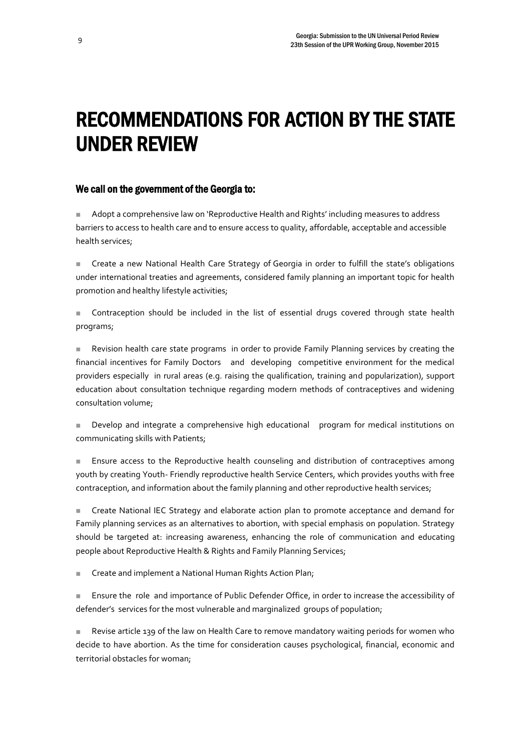# RECOMMENDATIONS FOR ACTION BY THE STATE UNDER REVIEW

### We call on the government of the Georgia to:

- Adopt a comprehensive law on 'Reproductive Health and Rights' including measures to address barriers to access to health care and to ensure access to quality, affordable, acceptable and accessible health services;

- Create a new National Health Care Strategy of Georgia in order to fulfill the state's obligations under international treaties and agreements, considered family planning an important topic for health promotion and healthy lifestyle activities;

- Contraception should be included in the list of essential drugs covered through state health programs;

- Revision health care state programs in order to provide Family Planning services by creating the financial incentives for Family Doctors and developing competitive environment for the medical providers especially in rural areas (e.g. raising the qualification, training and popularization), support education about consultation technique regarding modern methods of contraceptives and widening consultation volume;

- Develop and integrate a comprehensive high educational program for medical institutions on communicating skills with Patients;

- Ensure access to the Reproductive health counseling and distribution of contraceptives among youth by creating Youth- Friendly reproductive health Service Centers, which provides youths with free contraception, and information about the family planning and other reproductive health services;

- Create National IEC Strategy and elaborate action plan to promote acceptance and demand for Family planning services as an alternatives to abortion, with special emphasis on population. Strategy should be targeted at: increasing awareness, enhancing the role of communication and educating people about Reproductive Health & Rights and Family Planning Services;

- Create and implement a National Human Rights Action Plan;

- Ensure the role and importance of Public Defender Office, in order to increase the accessibility of defender's services for the most vulnerable and marginalized groups of population;

- Revise article 139 of the law on Health Care to remove mandatory waiting periods for women who decide to have abortion. As the time for consideration causes psychological, financial, economic and territorial obstacles for woman;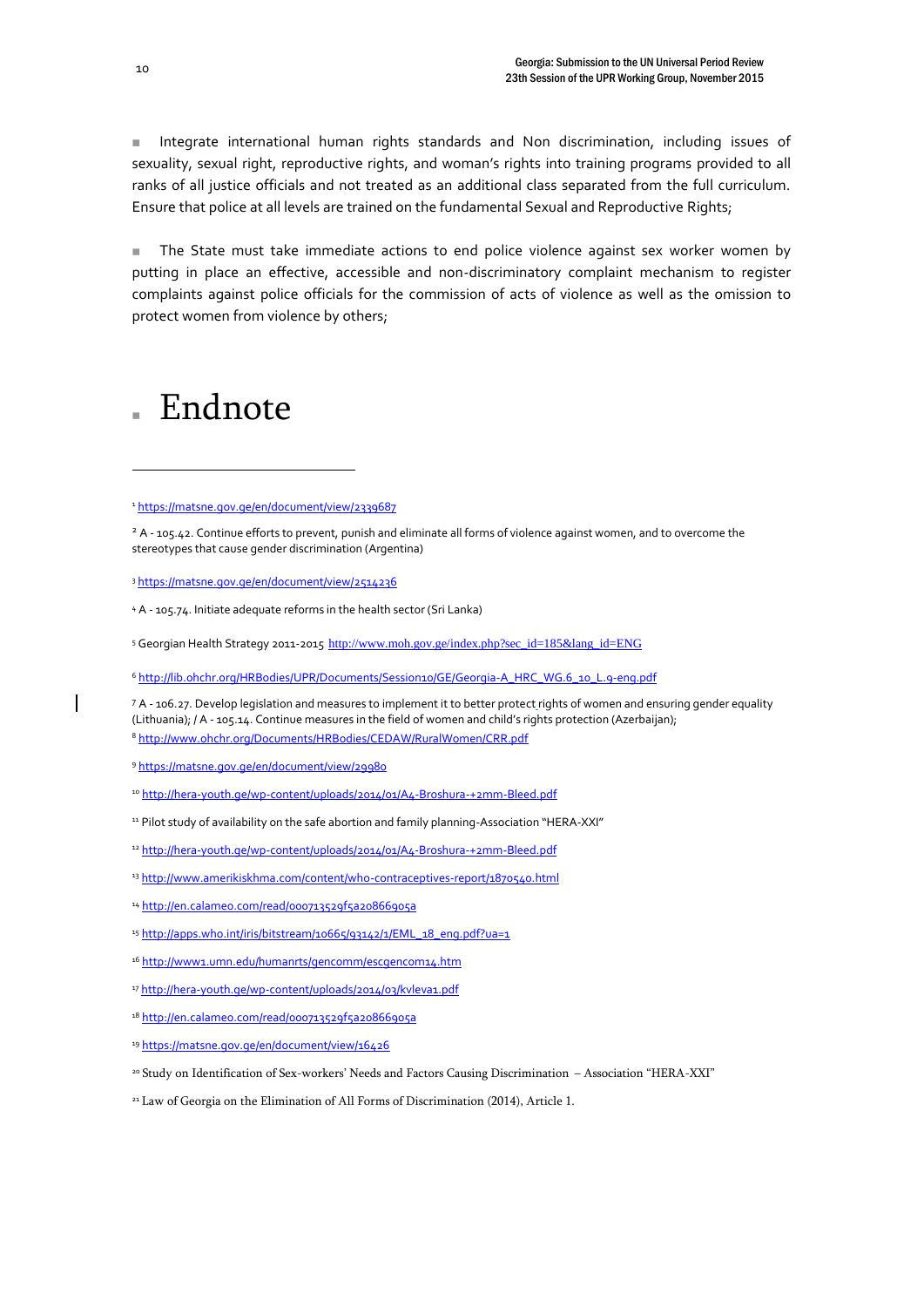- Integrate international human rights standards and Non discrimination, including issues of sexuality, sexual right, reproductive rights, and woman's rights into training programs provided to all ranks of all justice officials and not treated as an additional class separated from the full curriculum. Ensure that police at all levels are trained on the fundamental Sexual and Reproductive Rights;

- The State must take immediate actions to end police violence against sex worker women by putting in place an effective, accessible and non-discriminatory complaint mechanism to register complaints against police officials for the commission of acts of violence as well as the omission to protect women from violence by others;

# Endnote

[1] https://matsne.gov.ge/en/document/view/2339687

[2] A - 105.42. Continue efforts to prevent, punish and eliminate all forms of violence against women, and to overcome the stereotypes that cause gender discrimination (Argentina)

[3] https://matsne.gov.ge/en/document/view/2514236

[4] A - 105.74. Initiate adequate reforms in the health sector (Sri Lanka)

[5] Georgian Health Strategy 2011-2015 http://www.moh.gov.ge/index.php?sec_id=185&lang_id=ENG

[6] http://lib.ohchr.org/HRBodies/UPR/Documents/Session10/GE/Georgia-A_HRC_WG.6_10_L.9-eng.pdf

[7] A - 106.27. Develop legislation and measures to implement it to better protect rights of women and ensuring gender equality (Lithuania); / A - 105.14. Continue measures in the field of women and child's rights protection (Azerbaijan);

[8] http://www.ohchr.org/Documents/HRBodies/CEDAW/RuralWomen/CRR.pdf

[9] https://matsne.gov.ge/en/document/view/29980

[10] http://hera-youth.ge/wp-content/uploads/2014/01/A4-Broshura-+2mm-Bleed.pdf

[11] Pilot study of availability on the safe abortion and family planning-Association "HERA-XXI"

[12] http://hera-youth.ge/wp-content/uploads/2014/01/A4-Broshura-+2mm-Bleed.pdf

[13] http://www.amerikiskhma.com/content/who-contraceptives-report/1870540.html

[14] http://en.calameo.com/read/000713529f5a20866905a

[15] http://apps.who.int/iris/bitstream/10665/93142/1/EML_18_eng.pdf?ua=1

[16] http://www1.umn.edu/humanrts/gencomm/escgencom14.htm

[17] http://hera-youth.ge/wp-content/uploads/2014/03/kvleva1.pdf

[18] http://en.calameo.com/read/000713529f5a20866905a

[19] https://matsne.gov.ge/en/document/view/16426

[20] Study on Identification of Sex-workers' Needs and Factors Causing Discrimination – Association "HERA-XXI"

[21] Law of Georgia on the Elimination of All Forms of Discrimination (2014), Article 1.